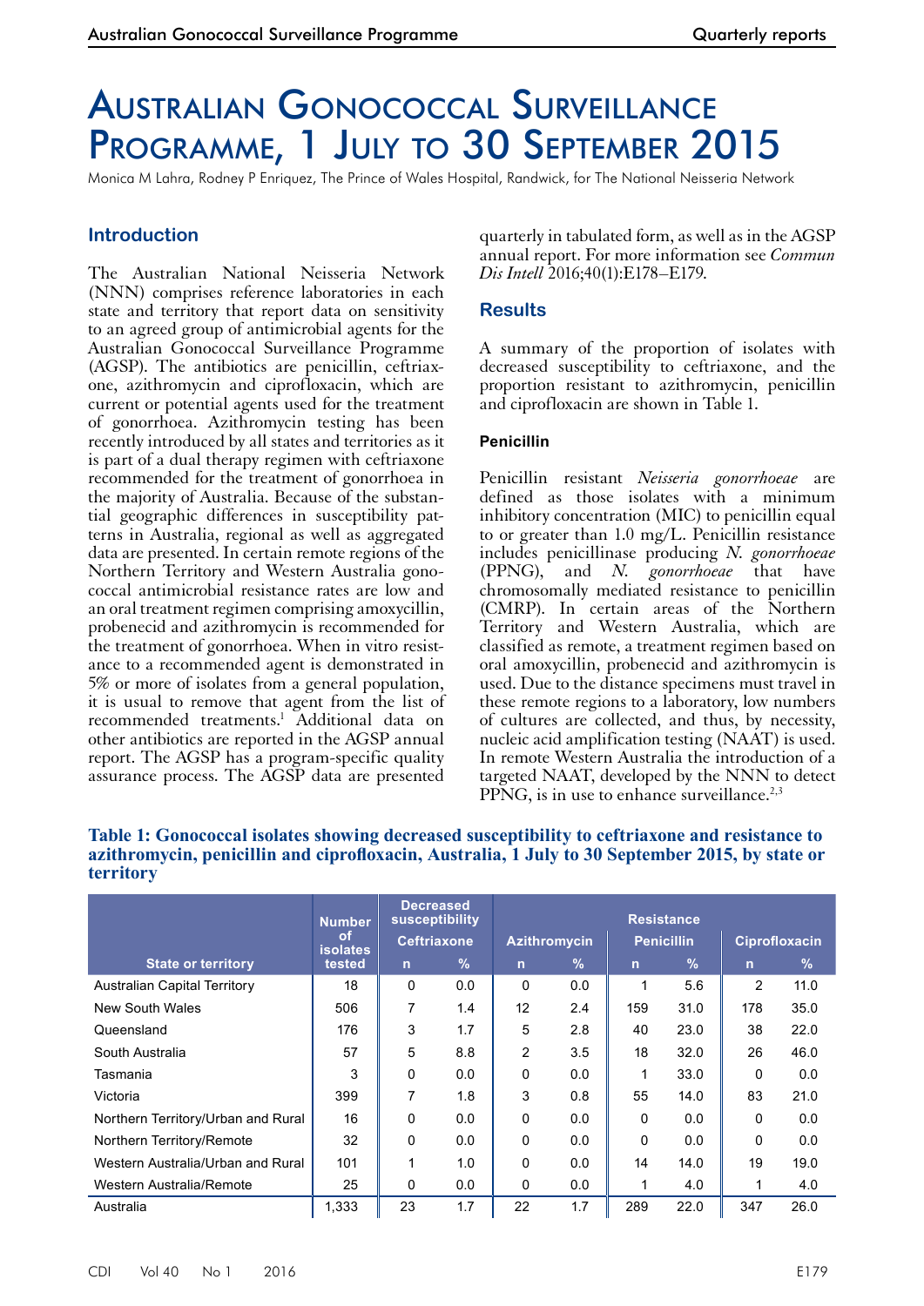# Australian Gonococcal Surveillance Programme, 1 July to 30 September 2015

Monica M Lahra, Rodney P Enriquez, The Prince of Wales Hospital, Randwick, for The National Neisseria Network

## Introduction

The Australian National Neisseria Network (NNN) comprises reference laboratories in each state and territory that report data on sensitivity to an agreed group of antimicrobial agents for the Australian Gonococcal Surveillance Programme (AGSP). The antibiotics are penicillin, ceftriaxone, azithromycin and ciprofloxacin, which are current or potential agents used for the treatment of gonorrhoea. Azithromycin testing has been recently introduced by all states and territories as it is part of a dual therapy regimen with ceftriaxone recommended for the treatment of gonorrhoea in the majority of Australia. Because of the substantial geographic differences in susceptibility patterns in Australia, regional as well as aggregated data are presented. In certain remote regions of the Northern Territory and Western Australia gonococcal antimicrobial resistance rates are low and an oral treatment regimen comprising amoxycillin, probenecid and azithromycin is recommended for the treatment of gonorrhoea. When in vitro resistance to a recommended agent is demonstrated in 5% or more of isolates from a general population, it is usual to remove that agent from the list of recommended treatments.[1] Additional data on other antibiotics are reported in the AGSP annual report. The AGSP has a program-specific quality assurance process. The AGSP data are presented quarterly in tabulated form, as well as in the AGSP annual report. For more information see *Commun Dis Intell* 2016;40(1):E178–E179.

## Results

A summary of the proportion of isolates with decreased susceptibility to ceftriaxone, and the proportion resistant to azithromycin, penicillin and ciprofloxacin are shown in Table 1.

### Penicillin

Penicillin resistant *Neisseria gonorrhoeae* are defined as those isolates with a minimum inhibitory concentration (MIC) to penicillin equal to or greater than 1.0 mg/L. Penicillin resistance includes penicillinase producing *N. gonorrhoeae* (PPNG), and *N. gonorrhoeae* that have chromosomally mediated resistance to penicillin (CMRP). In certain areas of the Northern Territory and Western Australia, which are classified as remote, a treatment regimen based on oral amoxycillin, probenecid and azithromycin is used. Due to the distance specimens must travel in these remote regions to a laboratory, low numbers of cultures are collected, and thus, by necessity, nucleic acid amplification testing (NAAT) is used. In remote Western Australia the introduction of a targeted NAAT, developed by the NNN to detect PPNG, is in use to enhance surveillance.[2,3]

**Table 1: Gonococcal isolates showing decreased susceptibility to ceftriaxone and resistance to azithromycin, penicillin and ciprofloxacin, Australia, 1 July to 30 September 2015, by state or territory**

| State or territory | Number of isolates tested | Decreased susceptibility: Ceftriaxone | | Resistance: Azithromycin | | Resistance: Penicillin | | Resistance: Ciprofloxacin | |
|---|---|---|---|---|---|---|---|---|---|
| | | n | % | n | % | n | % | n | % |
| Australian Capital Territory | 18 | 0 | 0.0 | 0 | 0.0 | 1 | 5.6 | 2 | 11.0 |
| New South Wales | 506 | 7 | 1.4 | 12 | 2.4 | 159 | 31.0 | 178 | 35.0 |
| Queensland | 176 | 3 | 1.7 | 5 | 2.8 | 40 | 23.0 | 38 | 22.0 |
| South Australia | 57 | 5 | 8.8 | 2 | 3.5 | 18 | 32.0 | 26 | 46.0 |
| Tasmania | 3 | 0 | 0.0 | 0 | 0.0 | 1 | 33.0 | 0 | 0.0 |
| Victoria | 399 | 7 | 1.8 | 3 | 0.8 | 55 | 14.0 | 83 | 21.0 |
| Northern Territory/Urban and Rural | 16 | 0 | 0.0 | 0 | 0.0 | 0 | 0.0 | 0 | 0.0 |
| Northern Territory/Remote | 32 | 0 | 0.0 | 0 | 0.0 | 0 | 0.0 | 0 | 0.0 |
| Western Australia/Urban and Rural | 101 | 1 | 1.0 | 0 | 0.0 | 14 | 14.0 | 19 | 19.0 |
| Western Australia/Remote | 25 | 0 | 0.0 | 0 | 0.0 | 1 | 4.0 | 1 | 4.0 |
| Australia | 1,333 | 23 | 1.7 | 22 | 1.7 | 289 | 22.0 | 347 | 26.0 |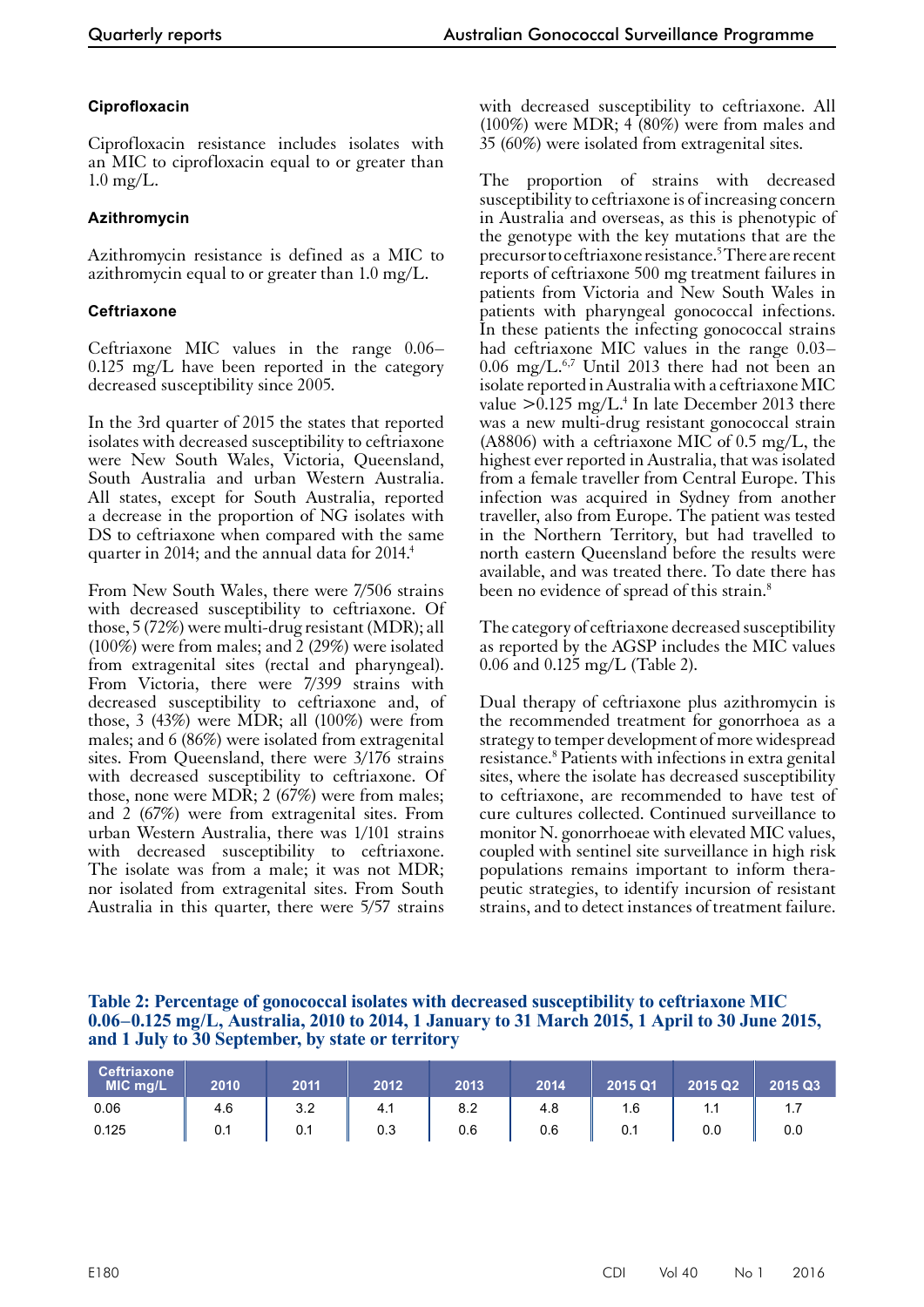### Ciprofloxacin

Ciprofloxacin resistance includes isolates with an MIC to ciprofloxacin equal to or greater than 1.0 mg/L.

### Azithromycin

Azithromycin resistance is defined as a MIC to azithromycin equal to or greater than 1.0 mg/L.

### Ceftriaxone

Ceftriaxone MIC values in the range 0.06–0.125 mg/L have been reported in the category decreased susceptibility since 2005.

In the 3rd quarter of 2015 the states that reported isolates with decreased susceptibility to ceftriaxone were New South Wales, Victoria, Queensland, South Australia and urban Western Australia. All states, except for South Australia, reported a decrease in the proportion of NG isolates with DS to ceftriaxone when compared with the same quarter in 2014; and the annual data for 2014.[4]

From New South Wales, there were 7/506 strains with decreased susceptibility to ceftriaxone. Of those, 5 (72%) were multi-drug resistant (MDR); all (100%) were from males; and 2 (29%) were isolated from extragenital sites (rectal and pharyngeal). From Victoria, there were 7/399 strains with decreased susceptibility to ceftriaxone and, of those, 3 (43%) were MDR; all (100%) were from males; and 6 (86%) were isolated from extragenital sites. From Queensland, there were 3/176 strains with decreased susceptibility to ceftriaxone. Of those, none were MDR; 2 (67%) were from males; and 2 (67%) were from extragenital sites. From urban Western Australia, there was 1/101 strains with decreased susceptibility to ceftriaxone. The isolate was from a male; it was not MDR; nor isolated from extragenital sites. From South Australia in this quarter, there were 5/57 strains with decreased susceptibility to ceftriaxone. All (100%) were MDR; 4 (80%) were from males and 35 (60%) were isolated from extragenital sites.

The proportion of strains with decreased susceptibility to ceftriaxone is of increasing concern in Australia and overseas, as this is phenotypic of the genotype with the key mutations that are the precursor to ceftriaxone resistance.[5] There are recent reports of ceftriaxone 500 mg treatment failures in patients from Victoria and New South Wales in patients with pharyngeal gonococcal infections. In these patients the infecting gonococcal strains had ceftriaxone MIC values in the range 0.03–0.06 mg/L.[6,7] Until 2013 there had not been an isolate reported in Australia with a ceftriaxone MIC value >0.125 mg/L.[4] In late December 2013 there was a new multi-drug resistant gonococcal strain (A8806) with a ceftriaxone MIC of 0.5 mg/L, the highest ever reported in Australia, that was isolated from a female traveller from Central Europe. This infection was acquired in Sydney from another traveller, also from Europe. The patient was tested in the Northern Territory, but had travelled to north eastern Queensland before the results were available, and was treated there. To date there has been no evidence of spread of this strain.[8]

The category of ceftriaxone decreased susceptibility as reported by the AGSP includes the MIC values 0.06 and 0.125 mg/L (Table 2).

Dual therapy of ceftriaxone plus azithromycin is the recommended treatment for gonorrhoea as a strategy to temper development of more widespread resistance.[8] Patients with infections in extra genital sites, where the isolate has decreased susceptibility to ceftriaxone, are recommended to have test of cure cultures collected. Continued surveillance to monitor N. gonorrhoeae with elevated MIC values, coupled with sentinel site surveillance in high risk populations remains important to inform therapeutic strategies, to identify incursion of resistant strains, and to detect instances of treatment failure.

**Table 2: Percentage of gonococcal isolates with decreased susceptibility to ceftriaxone MIC 0.06–0.125 mg/L, Australia, 2010 to 2014, 1 January to 31 March 2015, 1 April to 30 June 2015, and 1 July to 30 September, by state or territory**

| Ceftriaxone MIC mg/L | 2010 | 2011 | 2012 | 2013 | 2014 | 2015 Q1 | 2015 Q2 | 2015 Q3 |
|---|---|---|---|---|---|---|---|---|
| 0.06 | 4.6 | 3.2 | 4.1 | 8.2 | 4.8 | 1.6 | 1.1 | 1.7 |
| 0.125 | 0.1 | 0.1 | 0.3 | 0.6 | 0.6 | 0.1 | 0.0 | 0.0 |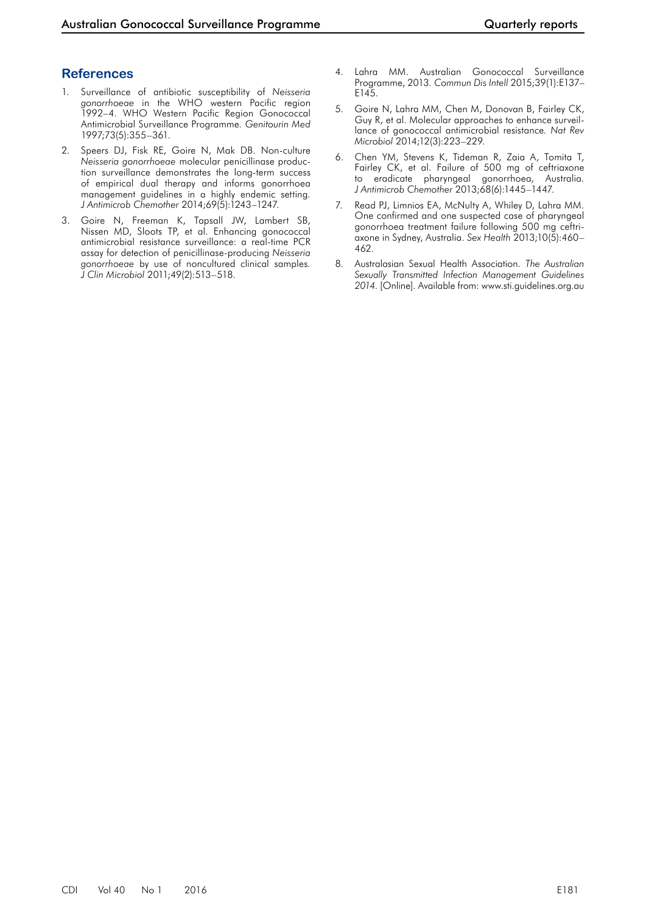## References

1. Surveillance of antibiotic susceptibility of *Neisseria gonorrhoeae* in the WHO western Pacific region 1992–4. WHO Western Pacific Region Gonococcal Antimicrobial Surveillance Programme. *Genitourin Med* 1997;73(5):355–361.
2. Speers DJ, Fisk RE, Goire N, Mak DB. Non-culture *Neisseria gonorrhoeae* molecular penicillinase production surveillance demonstrates the long-term success of empirical dual therapy and informs gonorrhoea management guidelines in a highly endemic setting. *J Antimicrob Chemother* 2014;69(5):1243–1247.
3. Goire N, Freeman K, Tapsall JW, Lambert SB, Nissen MD, Sloots TP, et al. Enhancing gonococcal antimicrobial resistance surveillance: a real-time PCR assay for detection of penicillinase-producing *Neisseria gonorrhoeae* by use of noncultured clinical samples. *J Clin Microbiol* 2011;49(2):513–518.
4. Lahra MM. Australian Gonococcal Surveillance Programme, 2013. *Commun Dis Intell* 2015;39(1):E137–E145.
5. Goire N, Lahra MM, Chen M, Donovan B, Fairley CK, Guy R, et al. Molecular approaches to enhance surveillance of gonococcal antimicrobial resistance. *Nat Rev Microbiol* 2014;12(3):223–229.
6. Chen YM, Stevens K, Tideman R, Zaia A, Tomita T, Fairley CK, et al. Failure of 500 mg of ceftriaxone to eradicate pharyngeal gonorrhoea, Australia. *J Antimicrob Chemother* 2013;68(6):1445–1447.
7. Read PJ, Limnios EA, McNulty A, Whiley D, Lahra MM. One confirmed and one suspected case of pharyngeal gonorrhoea treatment failure following 500 mg ceftriaxone in Sydney, Australia. *Sex Health* 2013;10(5):460–462.
8. Australasian Sexual Health Association. *The Australian Sexually Transmitted Infection Management Guidelines 2014*. [Online]. Available from: www.sti.guidelines.org.au